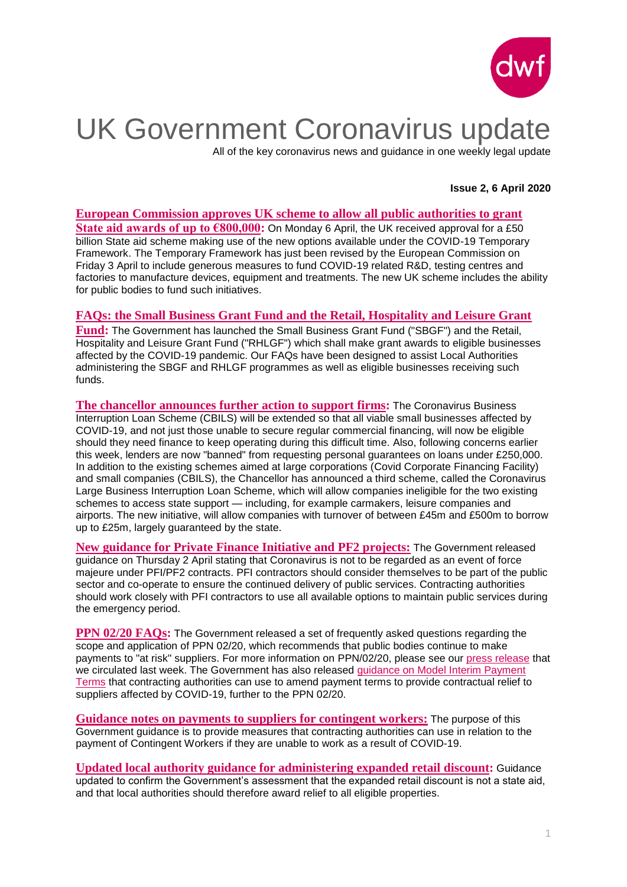# UK Government Coronavirus update

All of the key coronavirus news and guidance in one weekly legal update

**Issue 2, 6 April 2020**

**European Commission approves UK scheme to allow all public authorities to grant State aid awards of up to €800,000:** On Monday 6 April, the UK received approval for a £50 billion State aid scheme making use of the new options available under the COVID-19 Temporary Framework. The Temporary Framework has just been revised by the European Commission on Friday 3 April to include generous measures to fund COVID-19 related R&D, testing centres and factories to manufacture devices, equipment and treatments. The new UK scheme includes the ability for public bodies to fund such initiatives.

**FAQs: the Small Business Grant Fund and the Retail, Hospitality and Leisure Grant Fund:** The Government has launched the Small Business Grant Fund ("SBGF") and the Retail, Hospitality and Leisure Grant Fund ("RHLGF") which shall make grant awards to eligible businesses affected by the COVID-19 pandemic. Our FAQs have been designed to assist Local Authorities administering the SBGF and RHLGF programmes as well as eligible businesses receiving such funds.

**The chancellor announces further action to support firms:** The Coronavirus Business Interruption Loan Scheme (CBILS) will be extended so that all viable small businesses affected by COVID-19, and not just those unable to secure regular commercial financing, will now be eligible should they need finance to keep operating during this difficult time. Also, following concerns earlier this week, lenders are now "banned" from requesting personal guarantees on loans under £250,000. In addition to the existing schemes aimed at large corporations (Covid Corporate Financing Facility) and small companies (CBILS), the Chancellor has announced a third scheme, called the Coronavirus Large Business Interruption Loan Scheme, which will allow companies ineligible for the two existing schemes to access state support — including, for example carmakers, leisure companies and airports. The new initiative, will allow companies with turnover of between £45m and £500m to borrow up to £25m, largely guaranteed by the state.

**New guidance for Private Finance Initiative and PF2 projects:** The Government released guidance on Thursday 2 April stating that Coronavirus is not to be regarded as an event of force majeure under PFI/PF2 contracts. PFI contractors should consider themselves to be part of the public sector and co-operate to ensure the continued delivery of public services. Contracting authorities should work closely with PFI contractors to use all available options to maintain public services during the emergency period.

**PPN 02/20 FAQs:** The Government released a set of frequently asked questions regarding the scope and application of PPN 02/20, which recommends that public bodies continue to make payments to "at risk" suppliers. For more information on PPN/02/20, please see our press release that we circulated last week. The Government has also released guidance on Model Interim Payment Terms that contracting authorities can use to amend payment terms to provide contractual relief to suppliers affected by COVID-19, further to the PPN 02/20.

**Guidance notes on payments to suppliers for contingent workers:** The purpose of this Government guidance is to provide measures that contracting authorities can use in relation to the payment of Contingent Workers if they are unable to work as a result of COVID-19.

**Updated local authority guidance for administering expanded retail discount:** Guidance updated to confirm the Government's assessment that the expanded retail discount is not a state aid, and that local authorities should therefore award relief to all eligible properties.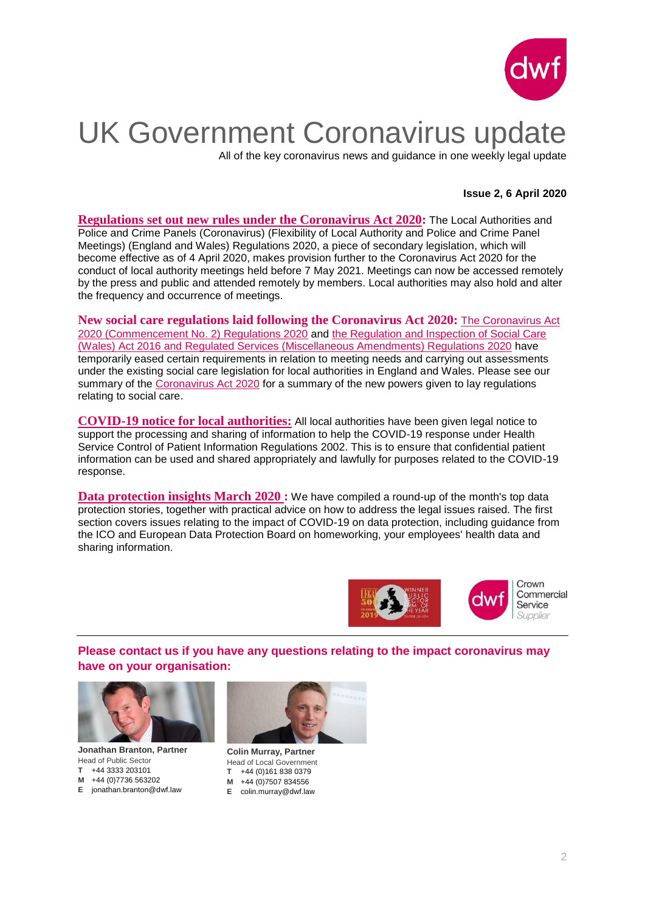# UK Government Coronavirus update

All of the key coronavirus news and guidance in one weekly legal update

**Issue 2, 6 April 2020**

**Regulations set out new rules under the Coronavirus Act 2020:** The Local Authorities and Police and Crime Panels (Coronavirus) (Flexibility of Local Authority and Police and Crime Panel Meetings) (England and Wales) Regulations 2020, a piece of secondary legislation, which will become effective as of 4 April 2020, makes provision further to the Coronavirus Act 2020 for the conduct of local authority meetings held before 7 May 2021. Meetings can now be accessed remotely by the press and public and attended remotely by members. Local authorities may also hold and alter the frequency and occurrence of meetings.

**New social care regulations laid following the Coronavirus Act 2020:** The Coronavirus Act 2020 (Commencement No. 2) Regulations 2020 and the Regulation and Inspection of Social Care (Wales) Act 2016 and Regulated Services (Miscellaneous Amendments) Regulations 2020 have temporarily eased certain requirements in relation to meeting needs and carrying out assessments under the existing social care legislation for local authorities in England and Wales. Please see our summary of the Coronavirus Act 2020 for a summary of the new powers given to lay regulations relating to social care.

**COVID-19 notice for local authorities:** All local authorities have been given legal notice to support the processing and sharing of information to help the COVID-19 response under Health Service Control of Patient Information Regulations 2002. This is to ensure that confidential patient information can be used and shared appropriately and lawfully for purposes related to the COVID-19 response.

**Data protection insights March 2020 :** We have compiled a round-up of the month's top data protection stories, together with practical advice on how to address the legal issues raised. The first section covers issues relating to the impact of COVID-19 on data protection, including guidance from the ICO and European Data Protection Board on homeworking, your employees' health data and sharing information.

Crown Commercial Service Supplier

**Please contact us if you have any questions relating to the impact coronavirus may have on your organisation:**

**Jonathan Branton, Partner**
Head of Public Sector
**T** +44 3333 203101
**M** +44 (0)7736 563202
**E** jonathan.branton@dwf.law

**Colin Murray, Partner**
Head of Local Government
**T** +44 (0)161 838 0379
**M** +44 (0)7507 834556
**E** colin.murray@dwf.law